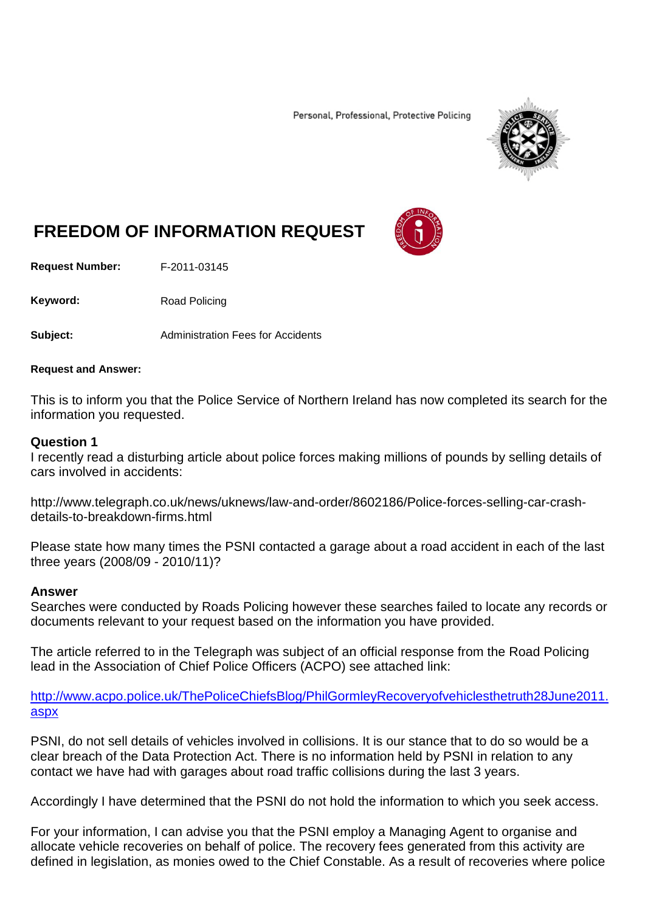Personal, Professional, Protective Policing

# FREEDOM OF INFORMATION REQUEST

**Request Number:** F-2011-03145

**Keyword:** Road Policing

**Subject:** Administration Fees for Accidents

**Request and Answer:**

This is to inform you that the Police Service of Northern Ireland has now completed its search for the information you requested.

### Question 1

I recently read a disturbing article about police forces making millions of pounds by selling details of cars involved in accidents:

http://www.telegraph.co.uk/news/uknews/law-and-order/8602186/Police-forces-selling-car-crash-details-to-breakdown-firms.html

Please state how many times the PSNI contacted a garage about a road accident in each of the last three years (2008/09 - 2010/11)?

### Answer

Searches were conducted by Roads Policing however these searches failed to locate any records or documents relevant to your request based on the information you have provided.

The article referred to in the Telegraph was subject of an official response from the Road Policing lead in the Association of Chief Police Officers (ACPO) see attached link:

http://www.acpo.police.uk/ThePoliceChiefsBlog/PhilGormleyRecoveryofvehiclesthetruth28June2011.aspx

PSNI, do not sell details of vehicles involved in collisions. It is our stance that to do so would be a clear breach of the Data Protection Act. There is no information held by PSNI in relation to any contact we have had with garages about road traffic collisions during the last 3 years.

Accordingly I have determined that the PSNI do not hold the information to which you seek access.

For your information, I can advise you that the PSNI employ a Managing Agent to organise and allocate vehicle recoveries on behalf of police. The recovery fees generated from this activity are defined in legislation, as monies owed to the Chief Constable. As a result of recoveries where police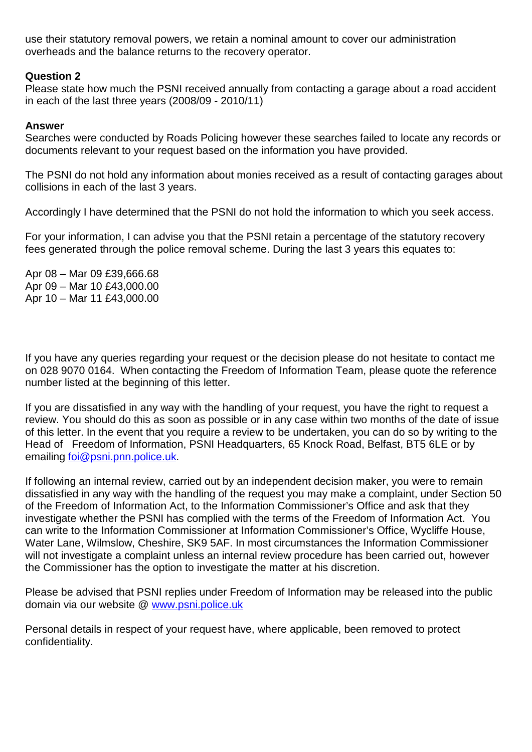use their statutory removal powers, we retain a nominal amount to cover our administration overheads and the balance returns to the recovery operator.

**Question 2**
Please state how much the PSNI received annually from contacting a garage about a road accident in each of the last three years (2008/09 - 2010/11)

**Answer**
Searches were conducted by Roads Policing however these searches failed to locate any records or documents relevant to your request based on the information you have provided.

The PSNI do not hold any information about monies received as a result of contacting garages about collisions in each of the last 3 years.

Accordingly I have determined that the PSNI do not hold the information to which you seek access.

For your information, I can advise you that the PSNI retain a percentage of the statutory recovery fees generated through the police removal scheme. During the last 3 years this equates to:

Apr 08 – Mar 09 £39,666.68
Apr 09 – Mar 10 £43,000.00
Apr 10 – Mar 11 £43,000.00

If you have any queries regarding your request or the decision please do not hesitate to contact me on 028 9070 0164. When contacting the Freedom of Information Team, please quote the reference number listed at the beginning of this letter.

If you are dissatisfied in any way with the handling of your request, you have the right to request a review. You should do this as soon as possible or in any case within two months of the date of issue of this letter. In the event that you require a review to be undertaken, you can do so by writing to the Head of Freedom of Information, PSNI Headquarters, 65 Knock Road, Belfast, BT5 6LE or by emailing foi@psni.pnn.police.uk.

If following an internal review, carried out by an independent decision maker, you were to remain dissatisfied in any way with the handling of the request you may make a complaint, under Section 50 of the Freedom of Information Act, to the Information Commissioner's Office and ask that they investigate whether the PSNI has complied with the terms of the Freedom of Information Act. You can write to the Information Commissioner at Information Commissioner's Office, Wycliffe House, Water Lane, Wilmslow, Cheshire, SK9 5AF. In most circumstances the Information Commissioner will not investigate a complaint unless an internal review procedure has been carried out, however the Commissioner has the option to investigate the matter at his discretion.

Please be advised that PSNI replies under Freedom of Information may be released into the public domain via our website @ www.psni.police.uk

Personal details in respect of your request have, where applicable, been removed to protect confidentiality.